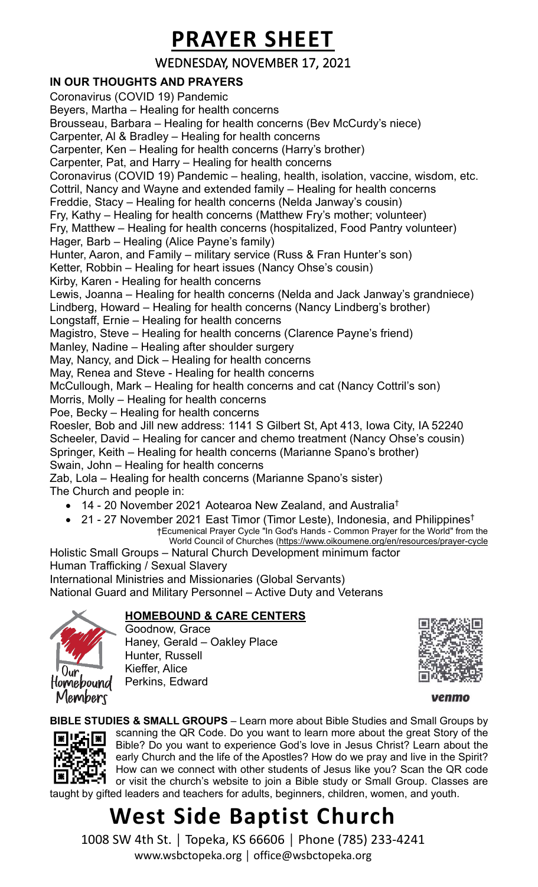# PRAYER SHEET

## WEDNESDAY, NOVEMBER 17, 2021

### IN OUR THOUGHTS AND PRAYERS

Coronavirus (COVID 19) Pandemic
Beyers, Martha – Healing for health concerns
Brousseau, Barbara – Healing for health concerns (Bev McCurdy's niece)
Carpenter, Al & Bradley – Healing for health concerns
Carpenter, Ken – Healing for health concerns (Harry's brother)
Carpenter, Pat, and Harry – Healing for health concerns
Coronavirus (COVID 19) Pandemic – healing, health, isolation, vaccine, wisdom, etc.
Cottril, Nancy and Wayne and extended family – Healing for health concerns
Freddie, Stacy – Healing for health concerns (Nelda Janway's cousin)
Fry, Kathy – Healing for health concerns (Matthew Fry's mother; volunteer)
Fry, Matthew – Healing for health concerns (hospitalized, Food Pantry volunteer)
Hager, Barb – Healing (Alice Payne's family)
Hunter, Aaron, and Family – military service (Russ & Fran Hunter's son)
Ketter, Robbin – Healing for heart issues (Nancy Ohse's cousin)
Kirby, Karen - Healing for health concerns
Lewis, Joanna – Healing for health concerns (Nelda and Jack Janway's grandniece)
Lindberg, Howard – Healing for health concerns (Nancy Lindberg's brother)
Longstaff, Ernie – Healing for health concerns
Magistro, Steve – Healing for health concerns (Clarence Payne's friend)
Manley, Nadine – Healing after shoulder surgery
May, Nancy, and Dick – Healing for health concerns
May, Renea and Steve - Healing for health concerns
McCullough, Mark – Healing for health concerns and cat (Nancy Cottril's son)
Morris, Molly – Healing for health concerns
Poe, Becky – Healing for health concerns
Roesler, Bob and Jill new address: 1141 S Gilbert St, Apt 413, Iowa City, IA 52240
Scheeler, David – Healing for cancer and chemo treatment (Nancy Ohse's cousin)
Springer, Keith – Healing for health concerns (Marianne Spano's brother)
Swain, John – Healing for health concerns
Zab, Lola – Healing for health concerns (Marianne Spano's sister)
The Church and people in:

- 14 - 20 November 2021 Aotearoa New Zealand, and Australia†
- 21 - 27 November 2021 East Timor (Timor Leste), Indonesia, and Philippines†

†Ecumenical Prayer Cycle "In God's Hands - Common Prayer for the World" from the World Council of Churches (https://www.oikoumene.org/en/resources/prayer-cycle

Holistic Small Groups – Natural Church Development minimum factor
Human Trafficking / Sexual Slavery
International Ministries and Missionaries (Global Servants)
National Guard and Military Personnel – Active Duty and Veterans

Our Homebound Members

### HOMEBOUND & CARE CENTERS

Goodnow, Grace
Haney, Gerald – Oakley Place
Hunter, Russell
Kieffer, Alice
Perkins, Edward

venmo

**BIBLE STUDIES & SMALL GROUPS** – Learn more about Bible Studies and Small Groups by scanning the QR Code. Do you want to learn more about the great Story of the Bible? Do you want to experience God's love in Jesus Christ? Learn about the early Church and the life of the Apostles? How do we pray and live in the Spirit? How can we connect with other students of Jesus like you? Scan the QR code or visit the church's website to join a Bible study or Small Group. Classes are taught by gifted leaders and teachers for adults, beginners, children, women, and youth.

# West Side Baptist Church

1008 SW 4th St. | Topeka, KS 66606 | Phone (785) 233-4241
www.wsbctopeka.org | office@wsbctopeka.org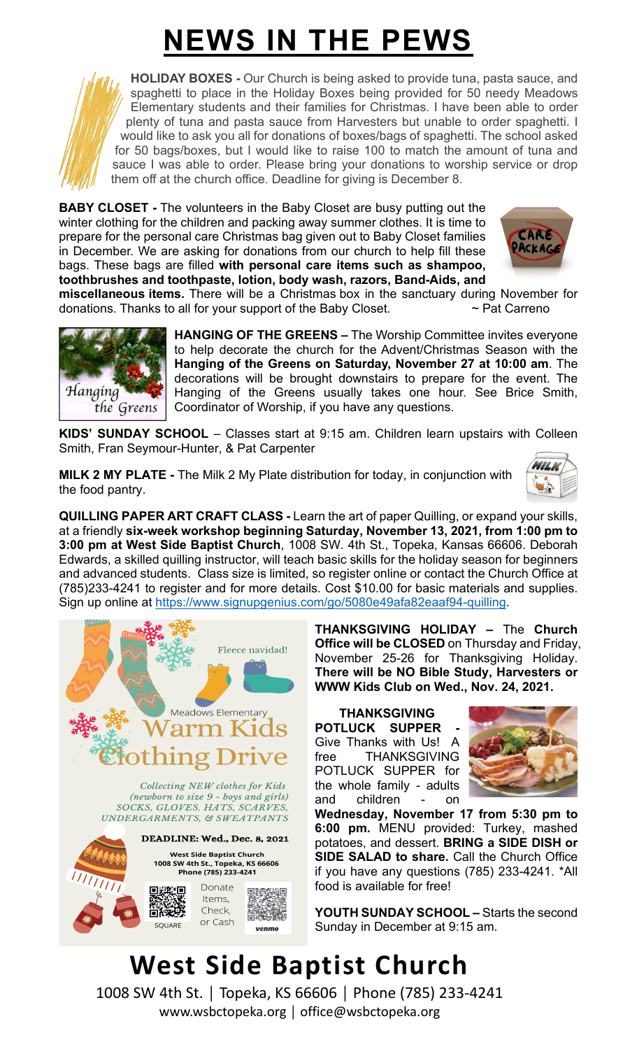# NEWS IN THE PEWS

**HOLIDAY BOXES -** Our Church is being asked to provide tuna, pasta sauce, and spaghetti to place in the Holiday Boxes being provided for 50 needy Meadows Elementary students and their families for Christmas. I have been able to order plenty of tuna and pasta sauce from Harvesters but unable to order spaghetti. I would like to ask you all for donations of boxes/bags of spaghetti. The school asked for 50 bags/boxes, but I would like to raise 100 to match the amount of tuna and sauce I was able to order. Please bring your donations to worship service or drop them off at the church office. Deadline for giving is December 8.

**BABY CLOSET -** The volunteers in the Baby Closet are busy putting out the winter clothing for the children and packing away summer clothes. It is time to prepare for the personal care Christmas bag given out to Baby Closet families in December. We are asking for donations from our church to help fill these bags. These bags are filled **with personal care items such as shampoo, toothbrushes and toothpaste, lotion, body wash, razors, Band-Aids, and miscellaneous items.** There will be a Christmas box in the sanctuary during November for donations. Thanks to all for your support of the Baby Closet. ~ Pat Carreno

CARE PACKAGE

Hanging the Greens

**HANGING OF THE GREENS –** The Worship Committee invites everyone to help decorate the church for the Advent/Christmas Season with the **Hanging of the Greens on Saturday, November 27 at 10:00 am**. The decorations will be brought downstairs to prepare for the event. The Hanging of the Greens usually takes one hour. See Brice Smith, Coordinator of Worship, if you have any questions.

**KIDS' SUNDAY SCHOOL** – Classes start at 9:15 am. Children learn upstairs with Colleen Smith, Fran Seymour-Hunter, & Pat Carpenter

**MILK 2 MY PLATE -** The Milk 2 My Plate distribution for today, in conjunction with the food pantry.

MILK

**QUILLING PAPER ART CRAFT CLASS -** Learn the art of paper Quilling, or expand your skills, at a friendly **six-week workshop beginning Saturday, November 13, 2021, from 1:00 pm to 3:00 pm at West Side Baptist Church**, 1008 SW. 4th St., Topeka, Kansas 66606. Deborah Edwards, a skilled quilling instructor, will teach basic skills for the holiday season for beginners and advanced students. Class size is limited, so register online or contact the Church Office at (785)233-4241 to register and for more details. Cost $10.00 for basic materials and supplies. Sign up online at https://www.signupgenius.com/go/5080e49afa82eaaf94-quilling.

Fleece navidad!

Meadows Elementary

Warm Kids Clothing Drive

*Collecting NEW clothes for Kids (newborn to size 9 - boys and girls) SOCKS, GLOVES, HATS, SCARVES, UNDERGARMENTS, & SWEATPANTS*

DEADLINE: Wed., Dec. 8, 2021

West Side Baptist Church
1008 SW 4th St., Topeka, KS 66606
Phone (785) 233-4241

SQUARE

Donate Items, Check, or Cash

venmo

**THANKSGIVING HOLIDAY –** The **Church Office will be CLOSED** on Thursday and Friday, November 25-26 for Thanksgiving Holiday. **There will be NO Bible Study, Harvesters or WWW Kids Club on Wed., Nov. 24, 2021.**

**THANKSGIVING POTLUCK SUPPER -** Give Thanks with Us! A free THANKSGIVING POTLUCK SUPPER for the whole family - adults and children - on **Wednesday, November 17 from 5:30 pm to 6:00 pm.** MENU provided: Turkey, mashed potatoes, and dessert. **BRING a SIDE DISH or SIDE SALAD to share.** Call the Church Office if you have any questions (785) 233-4241. *All food is available for free!

**YOUTH SUNDAY SCHOOL –** Starts the second Sunday in December at 9:15 am.

# West Side Baptist Church

1008 SW 4th St. | Topeka, KS 66606 | Phone (785) 233-4241
www.wsbctopeka.org | office@wsbctopeka.org